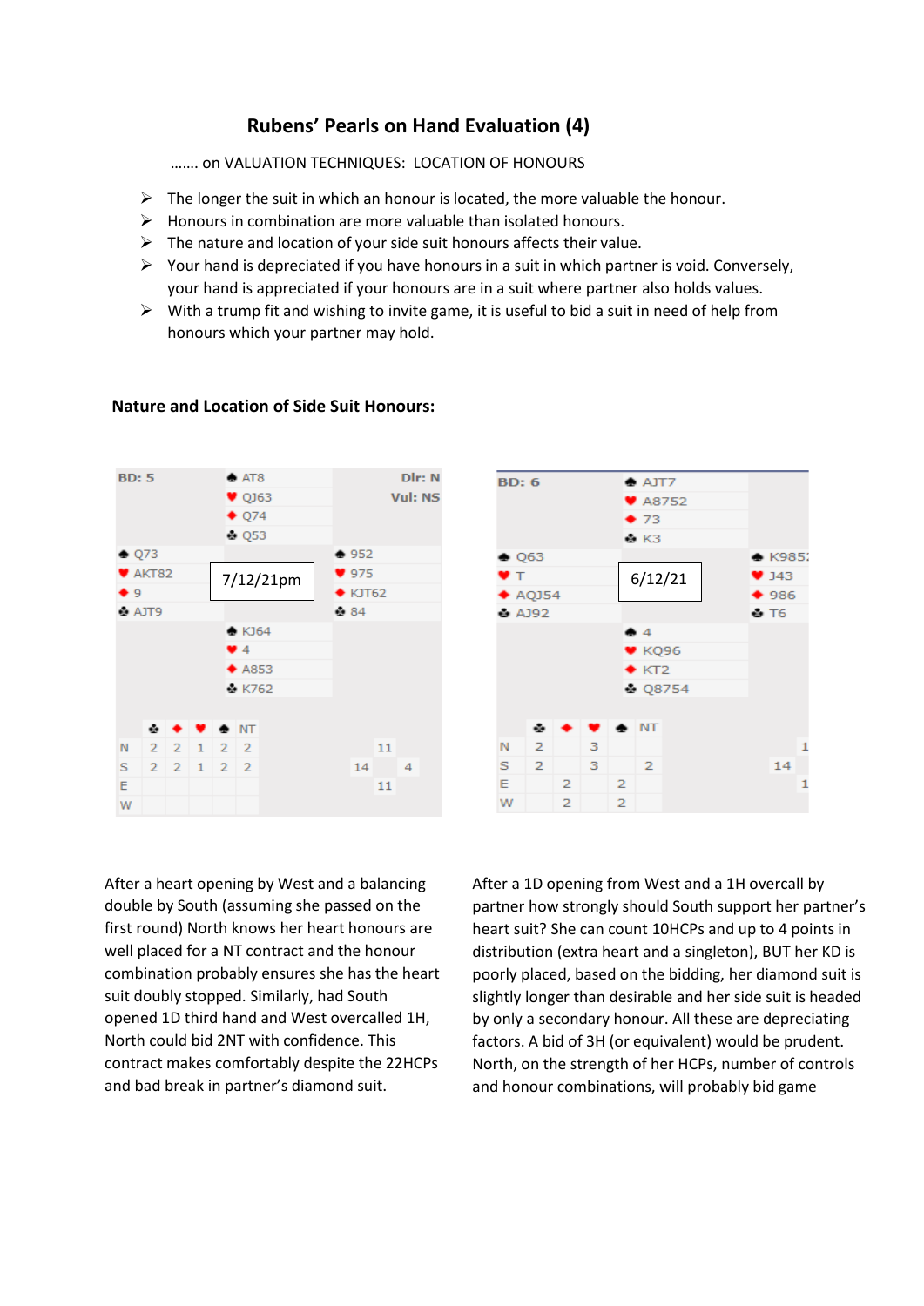# Rubens' Pearls on Hand Evaluation (4)

……. on VALUATION TECHNIQUES: LOCATION OF HONOURS

- The longer the suit in which an honour is located, the more valuable the honour.
- Honours in combination are more valuable than isolated honours.
- The nature and location of your side suit honours affects their value.
- Your hand is depreciated if you have honours in a suit in which partner is void. Conversely, your hand is appreciated if your honours are in a suit where partner also holds values.
- With a trump fit and wishing to invite game, it is useful to bid a suit in need of help from honours which your partner may hold.

## Nature and Location of Side Suit Honours:

**BD: 5** — Dlr: N, Vul: NS — 7/12/21pm

North: ♠ AT8 ♥ QJ63 ♦ Q74 ♣ Q53

West: ♠ Q73 ♥ AKT82 ♦ 9 ♣ AJT9

East: ♠ 952 ♥ 975 ♦ KJT62 ♣ 84

South: ♠ KJ64 ♥ 4 ♦ A853 ♣ K762

HCP: N 11, E 4, S 14, W 11

| | ♣ | ♦ | ♥ | ♠ | NT |
|---|---|---|---|---|---|
| N | 2 | 2 | 1 | 2 | 2 |
| S | 2 | 2 | 1 | 2 | 2 |
| E | | | | | |
| W | | | | | |

After a heart opening by West and a balancing double by South (assuming she passed on the first round) North knows her heart honours are well placed for a NT contract and the honour combination probably ensures she has the heart suit doubly stopped. Similarly, had South opened 1D third hand and West overcalled 1H, North could bid 2NT with confidence. This contract makes comfortably despite the 22HCPs and bad break in partner's diamond suit.

**BD: 6** — 6/12/21

North: ♠ AJT7 ♥ A8752 ♦ 73 ♣ K3

West: ♠ Q63 ♥ T ♦ AQJ54 ♣ AJ92

East: ♠ K985? ♥ J43 ♦ 986 ♣ T6

South: ♠ 4 ♥ KQ96 ♦ KT2 ♣ Q8754

HCP: N 1?, E 1?, S 14

| | ♣ | ♦ | ♥ | ♠ | NT |
|---|---|---|---|---|---|
| N | 2 | | 3 | | |
| S | 2 | | 3 | | 2 |
| E | | 2 | | 2 | |
| W | | 2 | | 2 | |

After a 1D opening from West and a 1H overcall by partner how strongly should South support her partner's heart suit? She can count 10HCPs and up to 4 points in distribution (extra heart and a singleton), BUT her KD is poorly placed, based on the bidding, her diamond suit is slightly longer than desirable and her side suit is headed by only a secondary honour. All these are depreciating factors. A bid of 3H (or equivalent) would be prudent. North, on the strength of her HCPs, number of controls and honour combinations, will probably bid game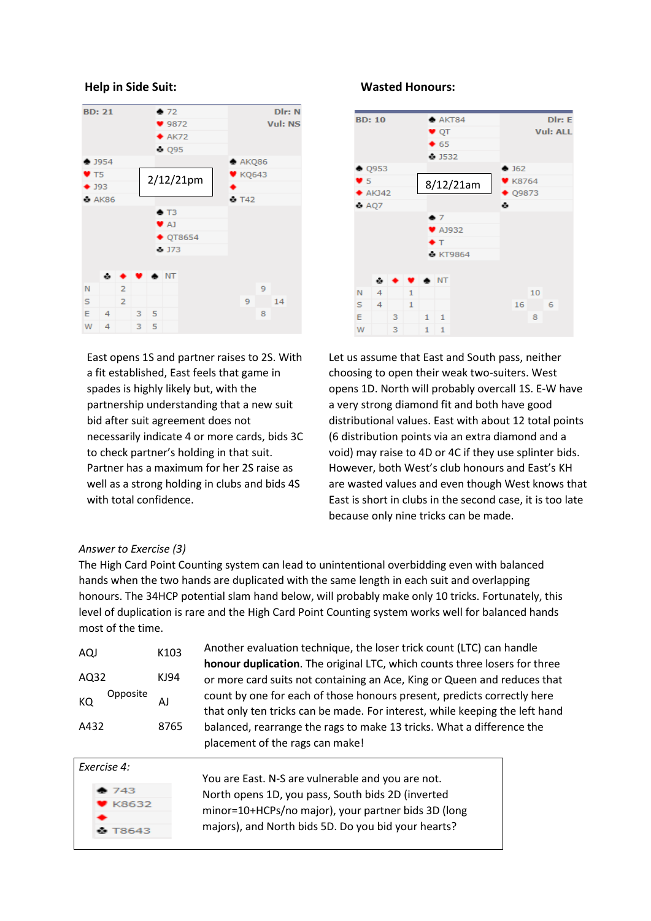**Help in Side Suit:**

| | | |
|---|---|---|
| BD: 21 | ♠ 72<br>♥ 9872<br>♦ AK72<br>♣ Q95 | Dlr: N<br>Vul: NS |
| ♠ J954<br>♥ T5<br>♦ J93<br>♣ AK86 | 2/12/21pm | ♠ AKQ86<br>♥ KQ643<br>♦<br>♣ T42 |
| | ♠ T3<br>♥ AJ<br>♦ QT8654<br>♣ J73 | |

| | ♣ | ♦ | ♥ | ♠ | NT |
|---|---|---|---|---|---|
| N | | 2 | | | |
| S | | 2 | | | |
| E | 4 | | 3 | 5 | |
| W | 4 | | 3 | 5 | |

9

9 14

8

East opens 1S and partner raises to 2S. With a fit established, East feels that game in spades is highly likely but, with the partnership understanding that a new suit bid after suit agreement does not necessarily indicate 4 or more cards, bids 3C to check partner's holding in that suit. Partner has a maximum for her 2S raise as well as a strong holding in clubs and bids 4S with total confidence.

**Wasted Honours:**

| | | |
|---|---|---|
| BD: 10 | ♠ AKT84<br>♥ QT<br>♦ 65<br>♣ J532 | Dlr: E<br>Vul: ALL |
| ♠ Q953<br>♥ 5<br>♦ AKJ42<br>♣ AQ7 | 8/12/21am | ♠ J62<br>♥ K8764<br>♦ Q9873<br>♣ |
| | ♠ 7<br>♥ AJ932<br>♦ T<br>♣ KT9864 | |

| | ♣ | ♦ | ♥ | ♠ | NT |
|---|---|---|---|---|---|
| N | 4 | | 1 | | |
| S | 4 | | 1 | | |
| E | | 3 | | 1 | 1 |
| W | | 3 | | 1 | 1 |

10

16 6

8

Let us assume that East and South pass, neither choosing to open their weak two-suiters. West opens 1D. North will probably overcall 1S. E-W have a very strong diamond fit and both have good distributional values. East with about 12 total points (6 distribution points via an extra diamond and a void) may raise to 4D or 4C if they use splinter bids. However, both West's club honours and East's KH are wasted values and even though West knows that East is short in clubs in the second case, it is too late because only nine tricks can be made.

*Answer to Exercise (3)*

The High Card Point Counting system can lead to unintentional overbidding even with balanced hands when the two hands are duplicated with the same length in each suit and overlapping honours. The 34HCP potential slam hand below, will probably make only 10 tricks. Fortunately, this level of duplication is rare and the High Card Point Counting system works well for balanced hands most of the time.

| | | |
|---|---|---|
| AQJ | | K103 |
| AQ32 | | KJ94 |
| KQ | Opposite | AJ |
| A432 | | 8765 |

Another evaluation technique, the loser trick count (LTC) can handle **honour duplication**. The original LTC, which counts three losers for three or more card suits not containing an Ace, King or Queen and reduces that count by one for each of those honours present, predicts correctly here that only ten tricks can be made. For interest, while keeping the left hand balanced, rearrange the rags to make 13 tricks. What a difference the placement of the rags can make!

*Exercise 4:*

♠ 743
♥ K8632
♦
♣ T8643

You are East. N-S are vulnerable and you are not. North opens 1D, you pass, South bids 2D (inverted minor=10+HCPs/no major), your partner bids 3D (long majors), and North bids 5D. Do you bid your hearts?